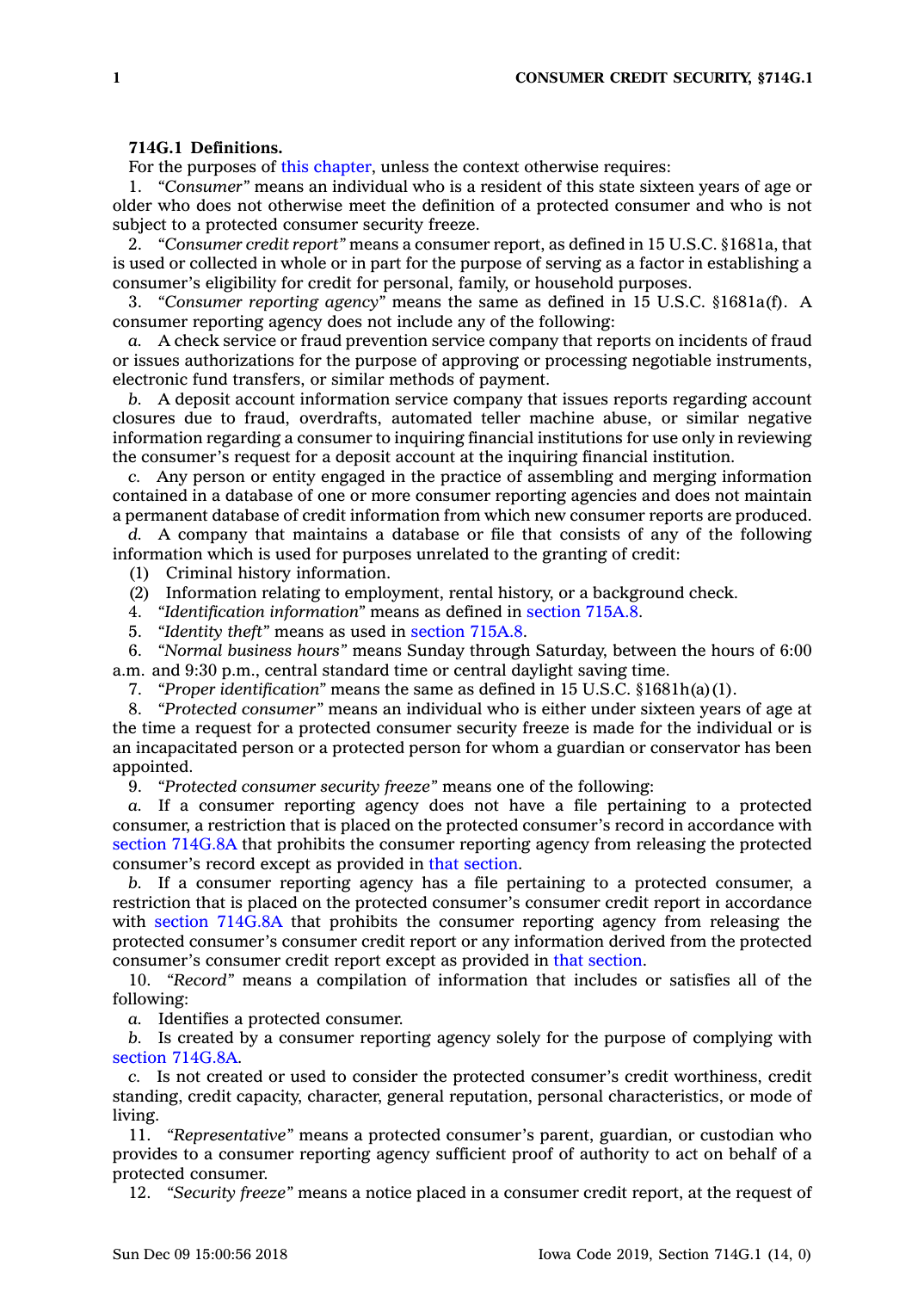**714G.1 Definitions.**

For the purposes of this chapter, unless the context otherwise requires:

1. *"Consumer"* means an individual who is a resident of this state sixteen years of age or older who does not otherwise meet the definition of a protected consumer and who is not subject to a protected consumer security freeze.

2. *"Consumer credit report"* means a consumer report, as defined in 15 U.S.C. §1681a, that is used or collected in whole or in part for the purpose of serving as a factor in establishing a consumer's eligibility for credit for personal, family, or household purposes.

3. *"Consumer reporting agency"* means the same as defined in 15 U.S.C. §1681a(f). A consumer reporting agency does not include any of the following:

*a.* A check service or fraud prevention service company that reports on incidents of fraud or issues authorizations for the purpose of approving or processing negotiable instruments, electronic fund transfers, or similar methods of payment.

*b.* A deposit account information service company that issues reports regarding account closures due to fraud, overdrafts, automated teller machine abuse, or similar negative information regarding a consumer to inquiring financial institutions for use only in reviewing the consumer's request for a deposit account at the inquiring financial institution.

*c.* Any person or entity engaged in the practice of assembling and merging information contained in a database of one or more consumer reporting agencies and does not maintain a permanent database of credit information from which new consumer reports are produced.

*d.* A company that maintains a database or file that consists of any of the following information which is used for purposes unrelated to the granting of credit:

(1) Criminal history information.

(2) Information relating to employment, rental history, or a background check.

4. *"Identification information"* means as defined in section 715A.8.

5. *"Identity theft"* means as used in section 715A.8.

6. *"Normal business hours"* means Sunday through Saturday, between the hours of 6:00 a.m. and 9:30 p.m., central standard time or central daylight saving time.

7. *"Proper identification"* means the same as defined in 15 U.S.C. §1681h(a)(1).

8. *"Protected consumer"* means an individual who is either under sixteen years of age at the time a request for a protected consumer security freeze is made for the individual or is an incapacitated person or a protected person for whom a guardian or conservator has been appointed.

9. *"Protected consumer security freeze"* means one of the following:

*a.* If a consumer reporting agency does not have a file pertaining to a protected consumer, a restriction that is placed on the protected consumer's record in accordance with section 714G.8A that prohibits the consumer reporting agency from releasing the protected consumer's record except as provided in that section.

*b.* If a consumer reporting agency has a file pertaining to a protected consumer, a restriction that is placed on the protected consumer's consumer credit report in accordance with section 714G.8A that prohibits the consumer reporting agency from releasing the protected consumer's consumer credit report or any information derived from the protected consumer's consumer credit report except as provided in that section.

10. *"Record"* means a compilation of information that includes or satisfies all of the following:

*a.* Identifies a protected consumer.

*b.* Is created by a consumer reporting agency solely for the purpose of complying with section 714G.8A.

*c.* Is not created or used to consider the protected consumer's credit worthiness, credit standing, credit capacity, character, general reputation, personal characteristics, or mode of living.

11. *"Representative"* means a protected consumer's parent, guardian, or custodian who provides to a consumer reporting agency sufficient proof of authority to act on behalf of a protected consumer.

12. *"Security freeze"* means a notice placed in a consumer credit report, at the request of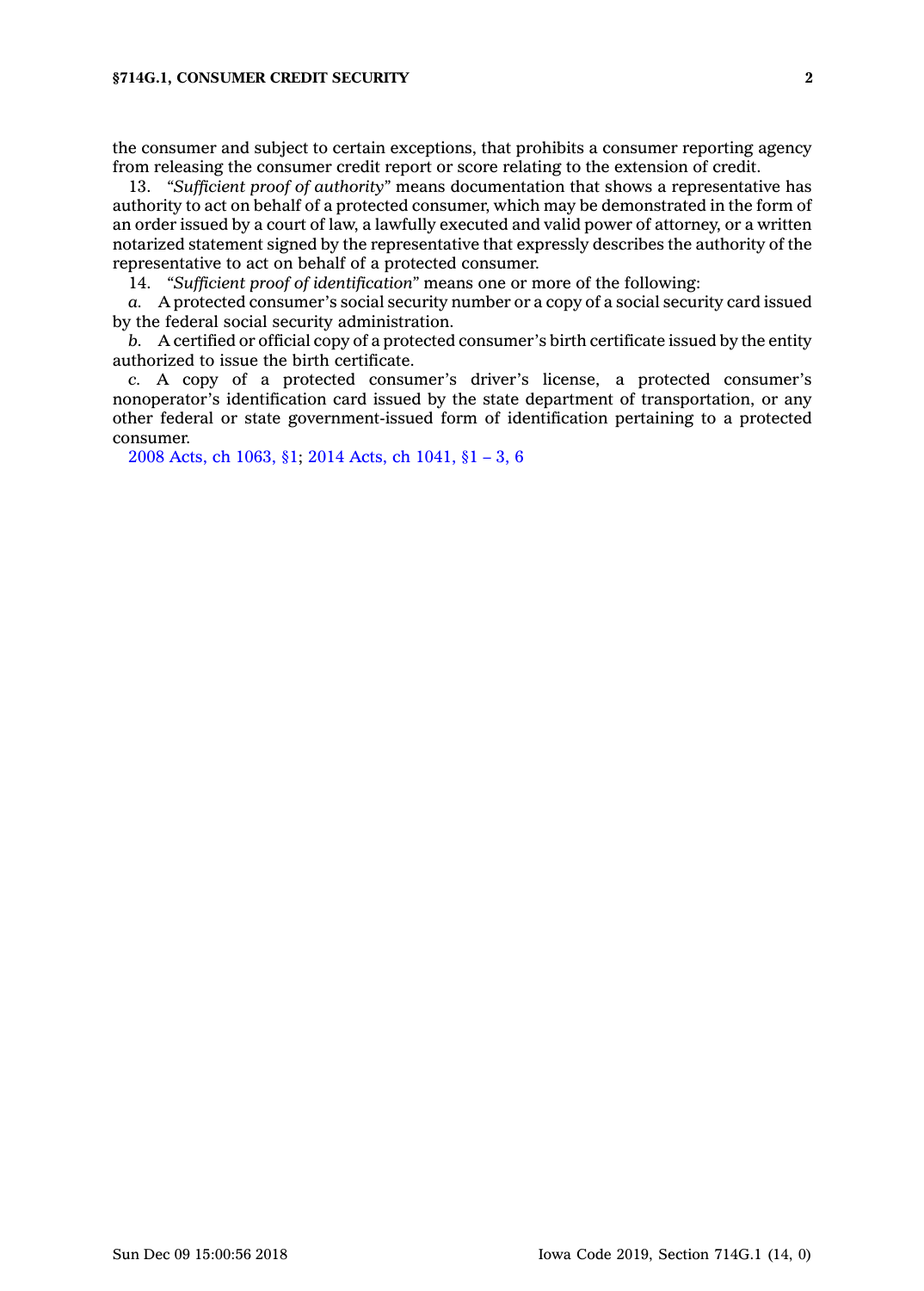the consumer and subject to certain exceptions, that prohibits a consumer reporting agency from releasing the consumer credit report or score relating to the extension of credit.

13. *"Sufficient proof of authority"* means documentation that shows a representative has authority to act on behalf of a protected consumer, which may be demonstrated in the form of an order issued by a court of law, a lawfully executed and valid power of attorney, or a written notarized statement signed by the representative that expressly describes the authority of the representative to act on behalf of a protected consumer.

14. *"Sufficient proof of identification"* means one or more of the following:

*a.* A protected consumer's social security number or a copy of a social security card issued by the federal social security administration.

*b.* A certified or official copy of a protected consumer's birth certificate issued by the entity authorized to issue the birth certificate.

*c.* A copy of a protected consumer's driver's license, a protected consumer's nonoperator's identification card issued by the state department of transportation, or any other federal or state government-issued form of identification pertaining to a protected consumer.

2008 Acts, ch 1063, §1; 2014 Acts, ch 1041, §1 – 3, 6